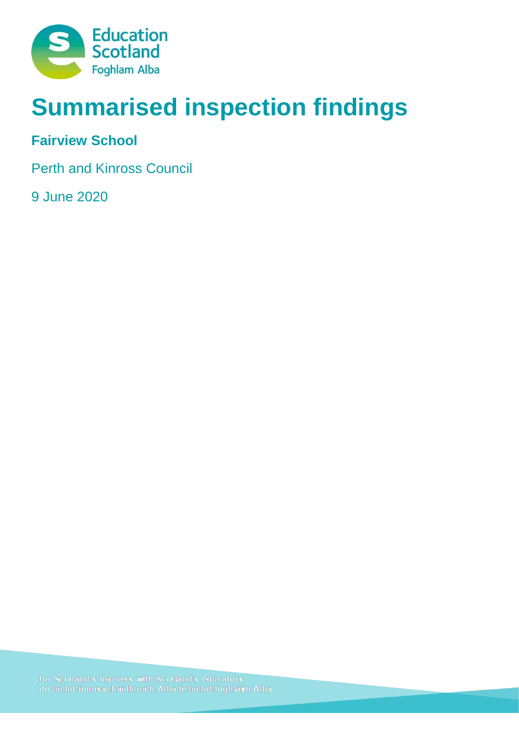# Summarised inspection findings

**Fairview School**

Perth and Kinross Council

9 June 2020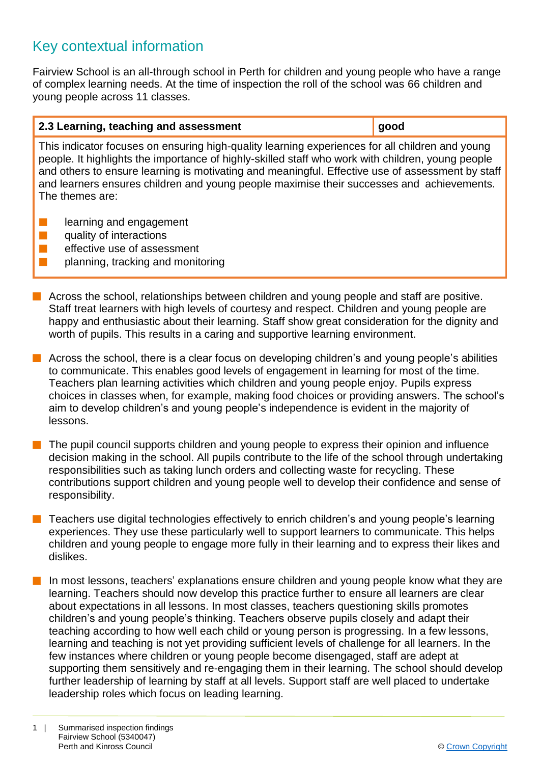## Key contextual information

Fairview School is an all-through school in Perth for children and young people who have a range of complex learning needs. At the time of inspection the roll of the school was 66 children and young people across 11 classes.

| 2.3 Learning, teaching and assessment | good |
| --- | --- |
| This indicator focuses on ensuring high-quality learning experiences for all children and young people. It highlights the importance of highly-skilled staff who work with children, young people and others to ensure learning is motivating and meaningful. Effective use of assessment by staff and learners ensures children and young people maximise their successes and achievements. The themes are:<br>- learning and engagement<br>- quality of interactions<br>- effective use of assessment<br>- planning, tracking and monitoring | |

- Across the school, relationships between children and young people and staff are positive. Staff treat learners with high levels of courtesy and respect. Children and young people are happy and enthusiastic about their learning. Staff show great consideration for the dignity and worth of pupils. This results in a caring and supportive learning environment.

- Across the school, there is a clear focus on developing children's and young people's abilities to communicate. This enables good levels of engagement in learning for most of the time. Teachers plan learning activities which children and young people enjoy. Pupils express choices in classes when, for example, making food choices or providing answers. The school's aim to develop children's and young people's independence is evident in the majority of lessons.

- The pupil council supports children and young people to express their opinion and influence decision making in the school. All pupils contribute to the life of the school through undertaking responsibilities such as taking lunch orders and collecting waste for recycling. These contributions support children and young people well to develop their confidence and sense of responsibility.

- Teachers use digital technologies effectively to enrich children's and young people's learning experiences. They use these particularly well to support learners to communicate. This helps children and young people to engage more fully in their learning and to express their likes and dislikes.

- In most lessons, teachers' explanations ensure children and young people know what they are learning. Teachers should now develop this practice further to ensure all learners are clear about expectations in all lessons. In most classes, teachers questioning skills promotes children's and young people's thinking. Teachers observe pupils closely and adapt their teaching according to how well each child or young person is progressing. In a few lessons, learning and teaching is not yet providing sufficient levels of challenge for all learners. In the few instances where children or young people become disengaged, staff are adept at supporting them sensitively and re-engaging them in their learning. The school should develop further leadership of learning by staff at all levels. Support staff are well placed to undertake leadership roles which focus on leading learning.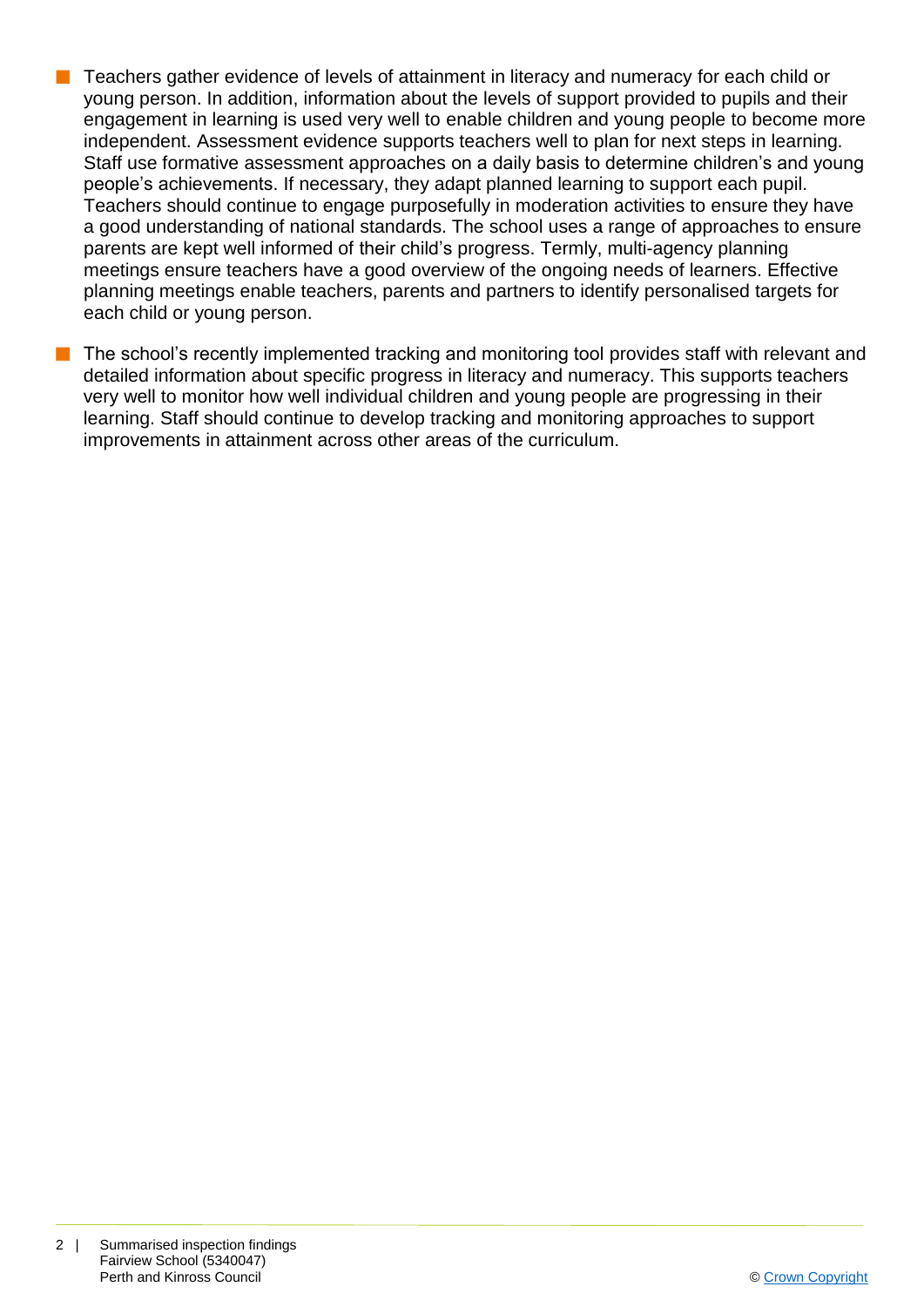- Teachers gather evidence of levels of attainment in literacy and numeracy for each child or young person. In addition, information about the levels of support provided to pupils and their engagement in learning is used very well to enable children and young people to become more independent. Assessment evidence supports teachers well to plan for next steps in learning. Staff use formative assessment approaches on a daily basis to determine children's and young people's achievements. If necessary, they adapt planned learning to support each pupil. Teachers should continue to engage purposefully in moderation activities to ensure they have a good understanding of national standards. The school uses a range of approaches to ensure parents are kept well informed of their child's progress. Termly, multi-agency planning meetings ensure teachers have a good overview of the ongoing needs of learners. Effective planning meetings enable teachers, parents and partners to identify personalised targets for each child or young person.

- The school's recently implemented tracking and monitoring tool provides staff with relevant and detailed information about specific progress in literacy and numeracy. This supports teachers very well to monitor how well individual children and young people are progressing in their learning. Staff should continue to develop tracking and monitoring approaches to support improvements in attainment across other areas of the curriculum.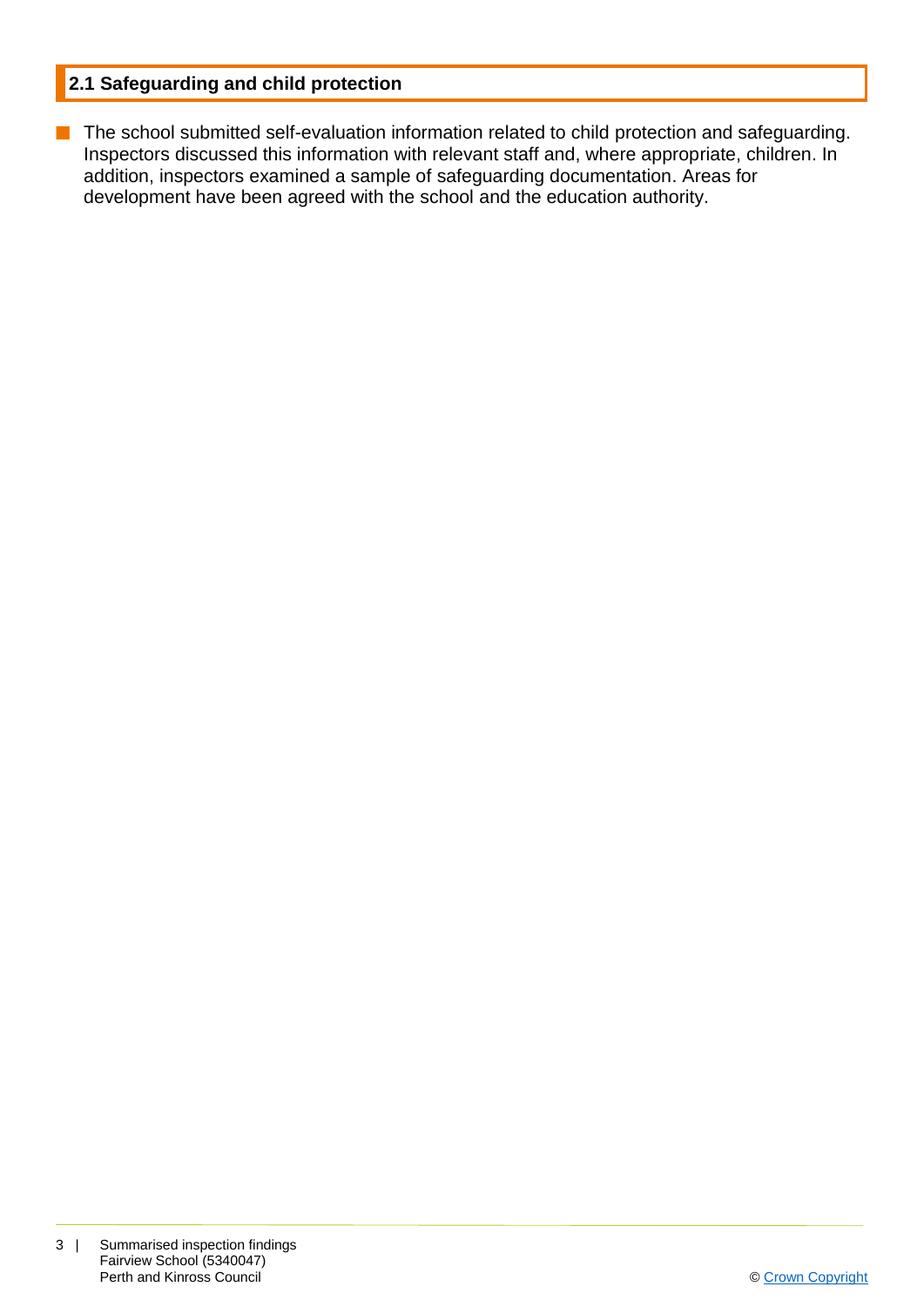## 2.1 Safeguarding and child protection

- The school submitted self-evaluation information related to child protection and safeguarding. Inspectors discussed this information with relevant staff and, where appropriate, children. In addition, inspectors examined a sample of safeguarding documentation. Areas for development have been agreed with the school and the education authority.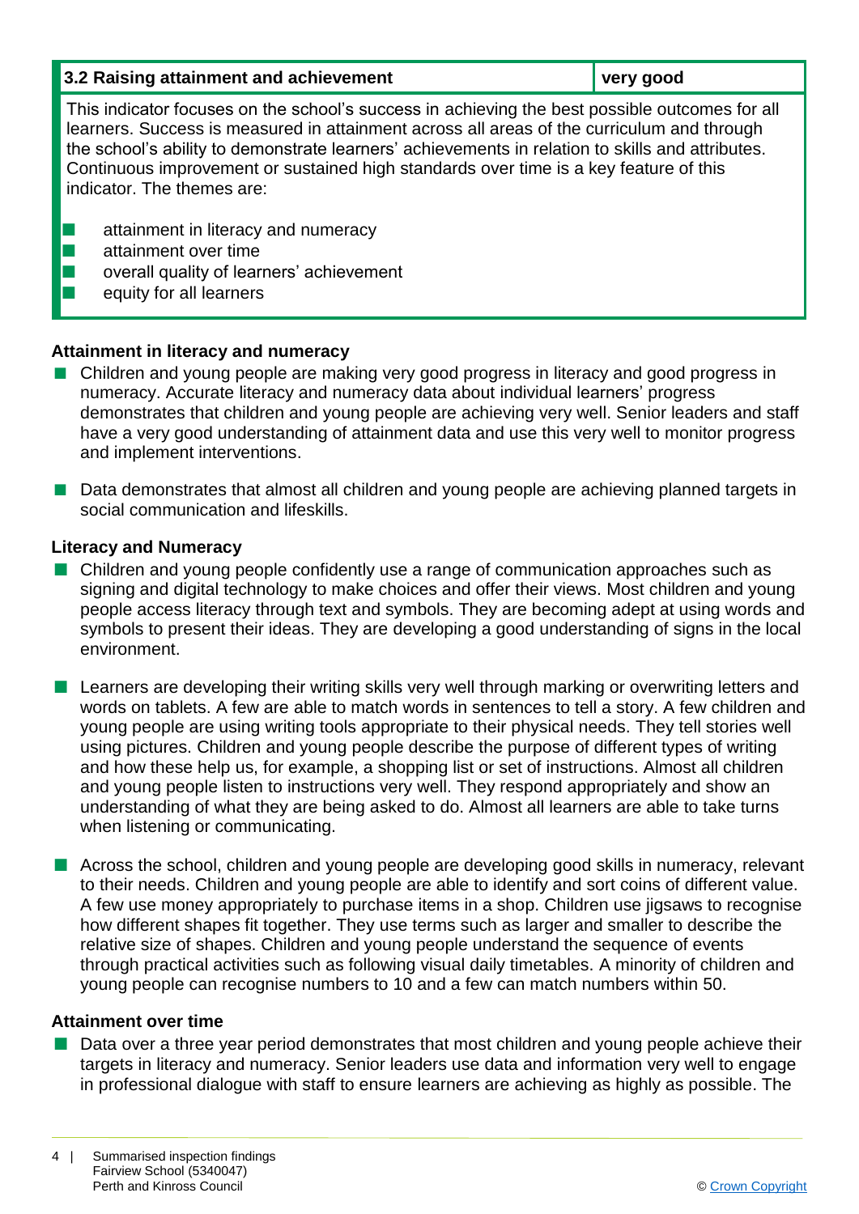| 3.2 Raising attainment and achievement | very good |
| --- | --- |
| This indicator focuses on the school's success in achieving the best possible outcomes for all learners. Success is measured in attainment across all areas of the curriculum and through the school's ability to demonstrate learners' achievements in relation to skills and attributes. Continuous improvement or sustained high standards over time is a key feature of this indicator. The themes are:<br><br>- attainment in literacy and numeracy<br>- attainment over time<br>- overall quality of learners' achievement<br>- equity for all learners | |

**Attainment in literacy and numeracy**

- Children and young people are making very good progress in literacy and good progress in numeracy. Accurate literacy and numeracy data about individual learners' progress demonstrates that children and young people are achieving very well. Senior leaders and staff have a very good understanding of attainment data and use this very well to monitor progress and implement interventions.

- Data demonstrates that almost all children and young people are achieving planned targets in social communication and lifeskills.

**Literacy and Numeracy**

- Children and young people confidently use a range of communication approaches such as signing and digital technology to make choices and offer their views. Most children and young people access literacy through text and symbols. They are becoming adept at using words and symbols to present their ideas. They are developing a good understanding of signs in the local environment.

- Learners are developing their writing skills very well through marking or overwriting letters and words on tablets. A few are able to match words in sentences to tell a story. A few children and young people are using writing tools appropriate to their physical needs. They tell stories well using pictures. Children and young people describe the purpose of different types of writing and how these help us, for example, a shopping list or set of instructions. Almost all children and young people listen to instructions very well. They respond appropriately and show an understanding of what they are being asked to do. Almost all learners are able to take turns when listening or communicating.

- Across the school, children and young people are developing good skills in numeracy, relevant to their needs. Children and young people are able to identify and sort coins of different value. A few use money appropriately to purchase items in a shop. Children use jigsaws to recognise how different shapes fit together. They use terms such as larger and smaller to describe the relative size of shapes. Children and young people understand the sequence of events through practical activities such as following visual daily timetables. A minority of children and young people can recognise numbers to 10 and a few can match numbers within 50.

**Attainment over time**

- Data over a three year period demonstrates that most children and young people achieve their targets in literacy and numeracy. Senior leaders use data and information very well to engage in professional dialogue with staff to ensure learners are achieving as highly as possible. The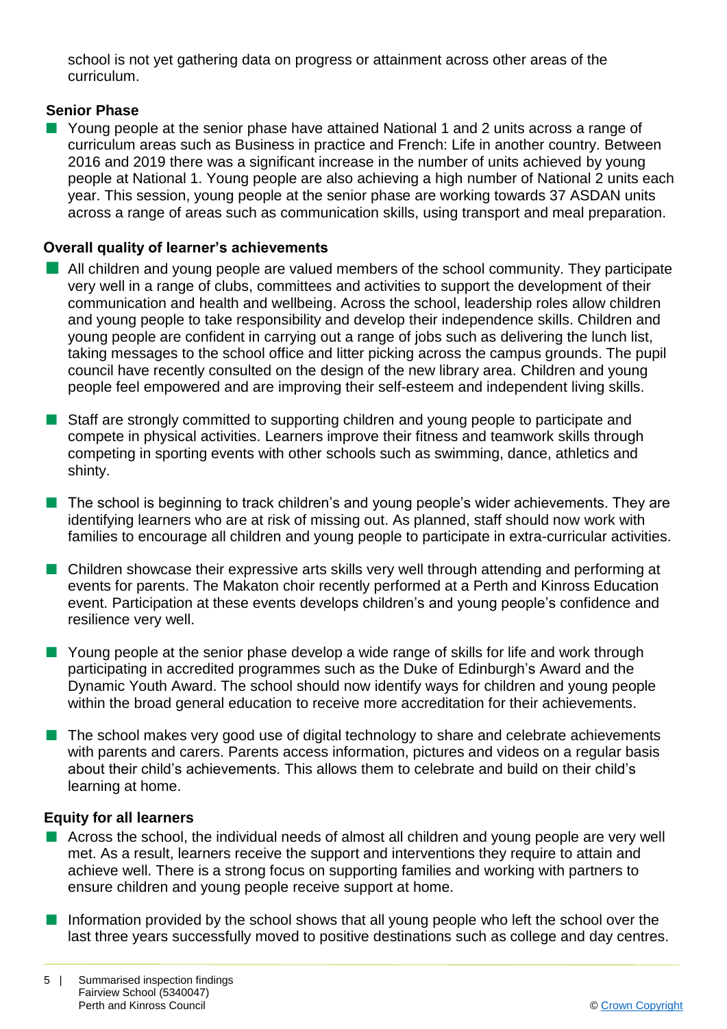school is not yet gathering data on progress or attainment across other areas of the curriculum.

### Senior Phase

- Young people at the senior phase have attained National 1 and 2 units across a range of curriculum areas such as Business in practice and French: Life in another country. Between 2016 and 2019 there was a significant increase in the number of units achieved by young people at National 1. Young people are also achieving a high number of National 2 units each year. This session, young people at the senior phase are working towards 37 ASDAN units across a range of areas such as communication skills, using transport and meal preparation.

### Overall quality of learner's achievements

- All children and young people are valued members of the school community. They participate very well in a range of clubs, committees and activities to support the development of their communication and health and wellbeing. Across the school, leadership roles allow children and young people to take responsibility and develop their independence skills. Children and young people are confident in carrying out a range of jobs such as delivering the lunch list, taking messages to the school office and litter picking across the campus grounds. The pupil council have recently consulted on the design of the new library area. Children and young people feel empowered and are improving their self-esteem and independent living skills.

- Staff are strongly committed to supporting children and young people to participate and compete in physical activities. Learners improve their fitness and teamwork skills through competing in sporting events with other schools such as swimming, dance, athletics and shinty.

- The school is beginning to track children's and young people's wider achievements. They are identifying learners who are at risk of missing out. As planned, staff should now work with families to encourage all children and young people to participate in extra-curricular activities.

- Children showcase their expressive arts skills very well through attending and performing at events for parents. The Makaton choir recently performed at a Perth and Kinross Education event. Participation at these events develops children's and young people's confidence and resilience very well.

- Young people at the senior phase develop a wide range of skills for life and work through participating in accredited programmes such as the Duke of Edinburgh's Award and the Dynamic Youth Award. The school should now identify ways for children and young people within the broad general education to receive more accreditation for their achievements.

- The school makes very good use of digital technology to share and celebrate achievements with parents and carers. Parents access information, pictures and videos on a regular basis about their child's achievements. This allows them to celebrate and build on their child's learning at home.

### Equity for all learners

- Across the school, the individual needs of almost all children and young people are very well met. As a result, learners receive the support and interventions they require to attain and achieve well. There is a strong focus on supporting families and working with partners to ensure children and young people receive support at home.

- Information provided by the school shows that all young people who left the school over the last three years successfully moved to positive destinations such as college and day centres.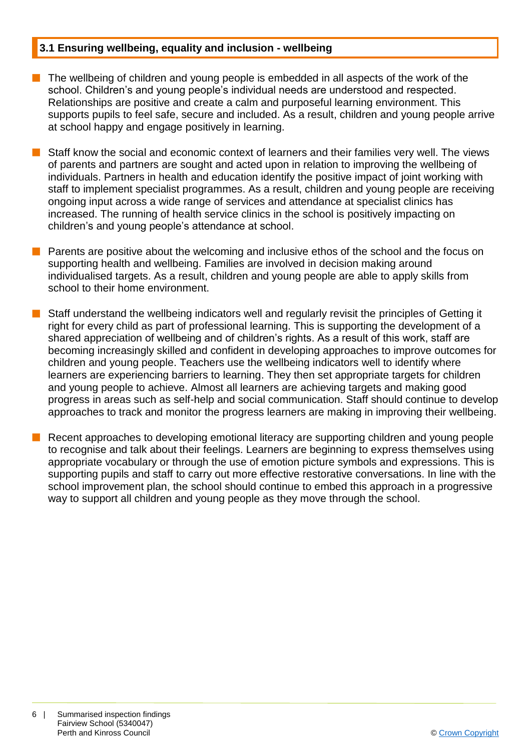## 3.1 Ensuring wellbeing, equality and inclusion - wellbeing

- The wellbeing of children and young people is embedded in all aspects of the work of the school. Children's and young people's individual needs are understood and respected. Relationships are positive and create a calm and purposeful learning environment. This supports pupils to feel safe, secure and included. As a result, children and young people arrive at school happy and engage positively in learning.

- Staff know the social and economic context of learners and their families very well. The views of parents and partners are sought and acted upon in relation to improving the wellbeing of individuals. Partners in health and education identify the positive impact of joint working with staff to implement specialist programmes. As a result, children and young people are receiving ongoing input across a wide range of services and attendance at specialist clinics has increased. The running of health service clinics in the school is positively impacting on children's and young people's attendance at school.

- Parents are positive about the welcoming and inclusive ethos of the school and the focus on supporting health and wellbeing. Families are involved in decision making around individualised targets. As a result, children and young people are able to apply skills from school to their home environment.

- Staff understand the wellbeing indicators well and regularly revisit the principles of Getting it right for every child as part of professional learning. This is supporting the development of a shared appreciation of wellbeing and of children's rights. As a result of this work, staff are becoming increasingly skilled and confident in developing approaches to improve outcomes for children and young people. Teachers use the wellbeing indicators well to identify where learners are experiencing barriers to learning. They then set appropriate targets for children and young people to achieve. Almost all learners are achieving targets and making good progress in areas such as self-help and social communication. Staff should continue to develop approaches to track and monitor the progress learners are making in improving their wellbeing.

- Recent approaches to developing emotional literacy are supporting children and young people to recognise and talk about their feelings. Learners are beginning to express themselves using appropriate vocabulary or through the use of emotion picture symbols and expressions. This is supporting pupils and staff to carry out more effective restorative conversations. In line with the school improvement plan, the school should continue to embed this approach in a progressive way to support all children and young people as they move through the school.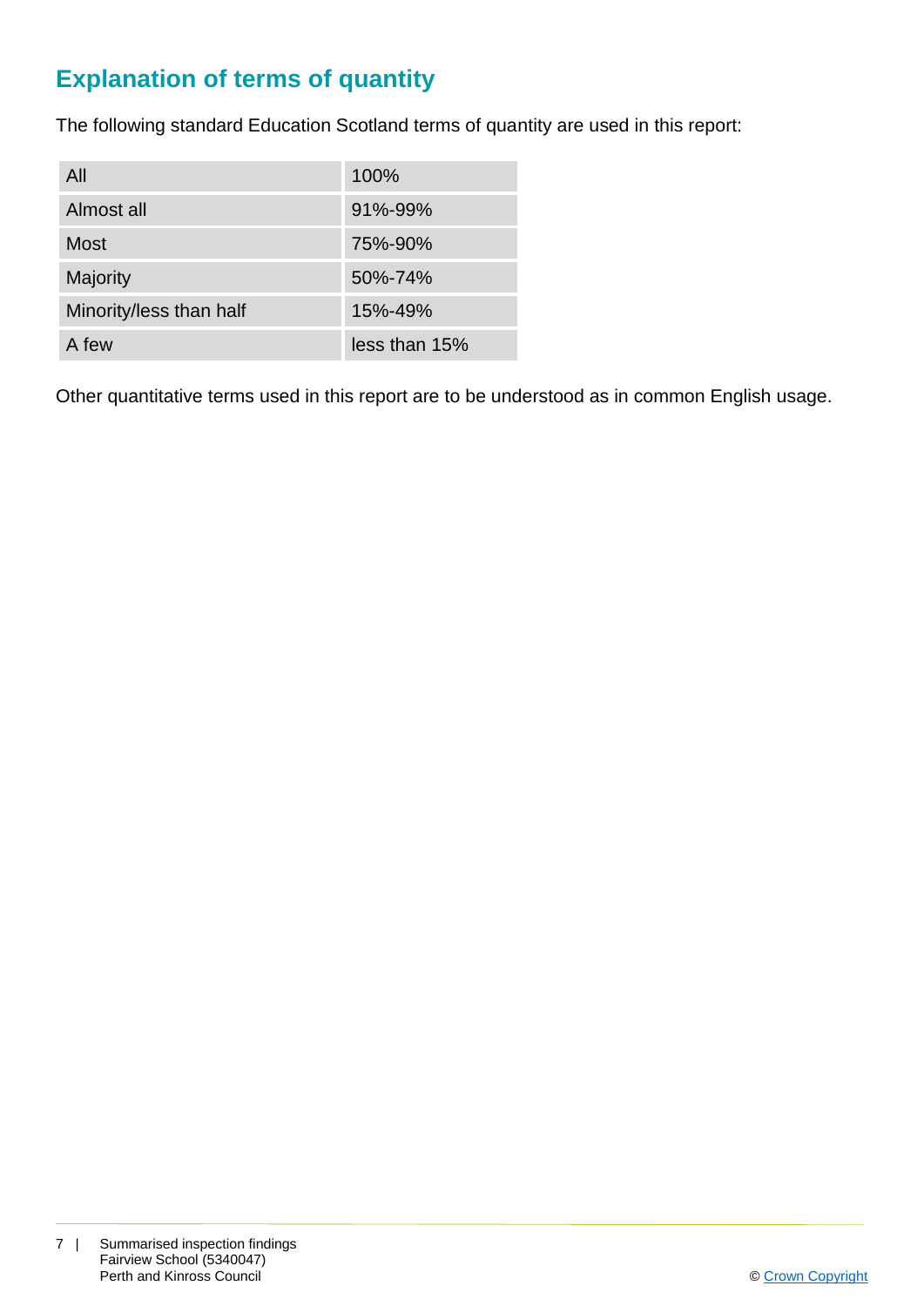## Explanation of terms of quantity

The following standard Education Scotland terms of quantity are used in this report:

| | |
|---|---|
| All | 100% |
| Almost all | 91%-99% |
| Most | 75%-90% |
| Majority | 50%-74% |
| Minority/less than half | 15%-49% |
| A few | less than 15% |

Other quantitative terms used in this report are to be understood as in common English usage.